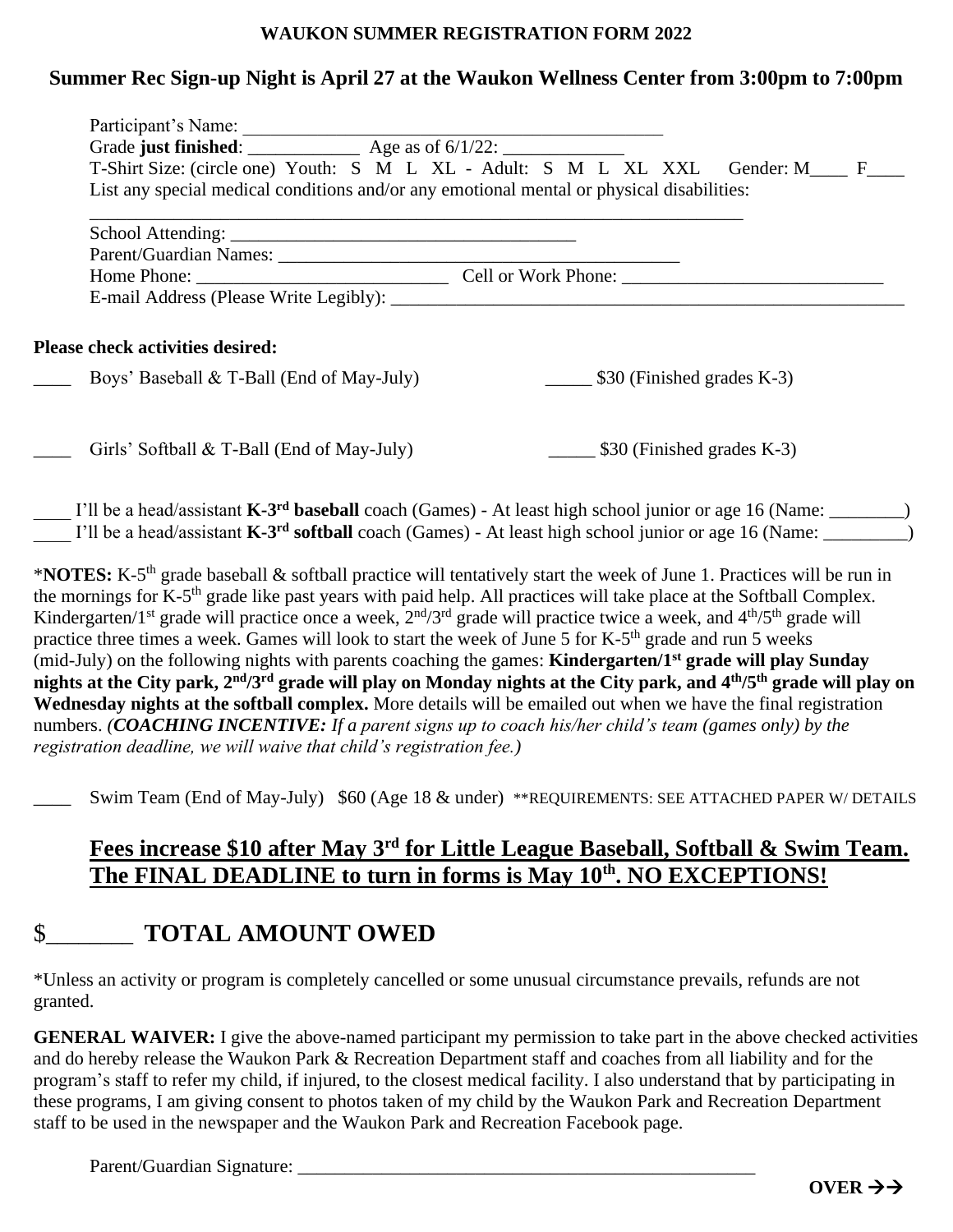**WAUKON SUMMER REGISTRATION FORM 2022**

## Summer Rec Sign-up Night is April 27 at the Waukon Wellness Center from 3:00pm to 7:00pm

Participant's Name: ______________________________________________

Grade **just finished**: ____________ Age as of 6/1/22: _____________

T-Shirt Size: (circle one) Youth: S M L XL - Adult: S M L XL XXL Gender: M____ F____

List any special medical conditions and/or any emotional mental or physical disabilities:

________________________________________________________________________

School Attending: ______________________________________

Parent/Guardian Names: _____________________________________________

Home Phone: ___________________________ Cell or Work Phone: ____________________________

E-mail Address (Please Write Legibly): ________________________________________________________

**Please check activities desired:**

____ Boys' Baseball & T-Ball (End of May-July) _____ $30 (Finished grades K-3)

____ Girls' Softball & T-Ball (End of May-July) _____ $30 (Finished grades K-3)

____ I'll be a head/assistant **K-3rd baseball** coach (Games) - At least high school junior or age 16 (Name: ________)
____ I'll be a head/assistant **K-3rd softball** coach (Games) - At least high school junior or age 16 (Name: _________)

\***NOTES:** K-5th grade baseball & softball practice will tentatively start the week of June 1. Practices will be run in the mornings for K-5th grade like past years with paid help. All practices will take place at the Softball Complex. Kindergarten/1st grade will practice once a week, 2nd/3rd grade will practice twice a week, and 4th/5th grade will practice three times a week. Games will look to start the week of June 5 for K-5th grade and run 5 weeks (mid-July) on the following nights with parents coaching the games: **Kindergarten/1st grade will play Sunday nights at the City park, 2nd/3rd grade will play on Monday nights at the City park, and 4th/5th grade will play on Wednesday nights at the softball complex.** More details will be emailed out when we have the final registration numbers. ***(COACHING INCENTIVE:** If a parent signs up to coach his/her child's team (games only) by the registration deadline, we will waive that child's registration fee.)*

____ Swim Team (End of May-July) $60 (Age 18 & under) **REQUIREMENTS: SEE ATTACHED PAPER W/ DETAILS

## <u>Fees increase $10 after May 3rd for Little League Baseball, Softball & Swim Team. The FINAL DEADLINE to turn in forms is May 10th. NO EXCEPTIONS!</u>

# $_______ TOTAL AMOUNT OWED

*Unless an activity or program is completely cancelled or some unusual circumstance prevails, refunds are not granted.

**GENERAL WAIVER:** I give the above-named participant my permission to take part in the above checked activities and do hereby release the Waukon Park & Recreation Department staff and coaches from all liability and for the program's staff to refer my child, if injured, to the closest medical facility. I also understand that by participating in these programs, I am giving consent to photos taken of my child by the Waukon Park and Recreation Department staff to be used in the newspaper and the Waukon Park and Recreation Facebook page.

Parent/Guardian Signature: _____________________________________________________

**OVER →→**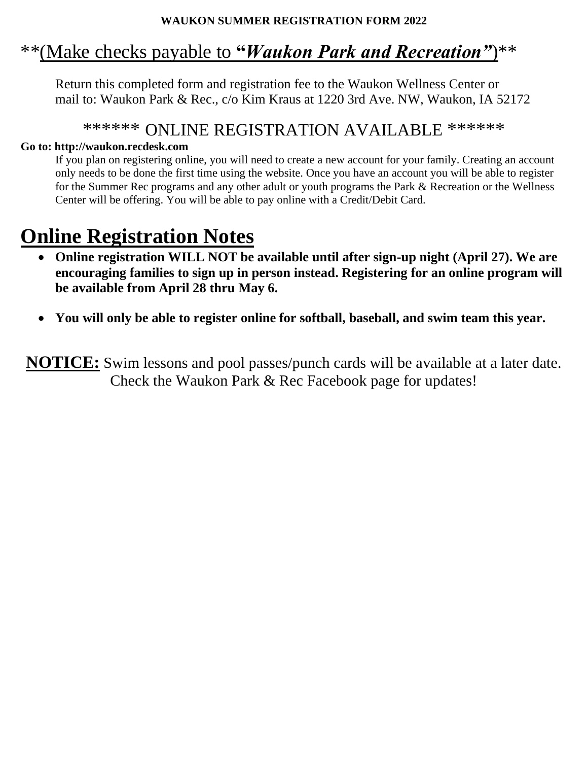**WAUKON SUMMER REGISTRATION FORM 2022**

**(Make checks payable to "*Waukon Park and Recreation*")**

Return this completed form and registration fee to the Waukon Wellness Center or mail to: Waukon Park & Rec., c/o Kim Kraus at 1220 3rd Ave. NW, Waukon, IA 52172

****** ONLINE REGISTRATION AVAILABLE ******

**Go to: http://waukon.recdesk.com**

If you plan on registering online, you will need to create a new account for your family. Creating an account only needs to be done the first time using the website. Once you have an account you will be able to register for the Summer Rec programs and any other adult or youth programs the Park & Recreation or the Wellness Center will be offering. You will be able to pay online with a Credit/Debit Card.

# Online Registration Notes

- **Online registration WILL NOT be available until after sign-up night (April 27). We are encouraging families to sign up in person instead. Registering for an online program will be available from April 28 thru May 6.**
- **You will only be able to register online for softball, baseball, and swim team this year.**

**NOTICE:** Swim lessons and pool passes/punch cards will be available at a later date. Check the Waukon Park & Rec Facebook page for updates!